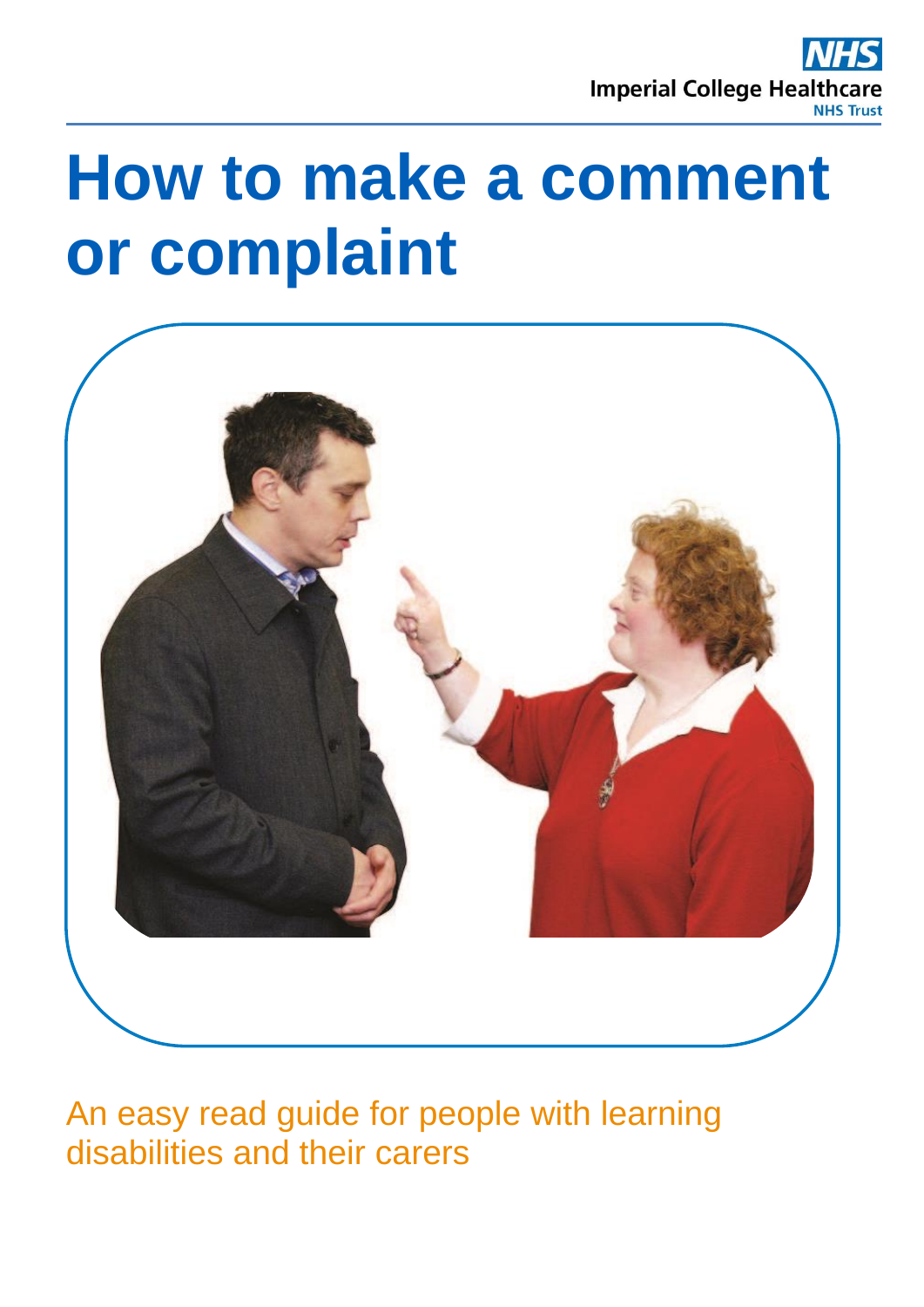NHS
Imperial College Healthcare
NHS Trust

# How to make a comment or complaint

An easy read guide for people with learning disabilities and their carers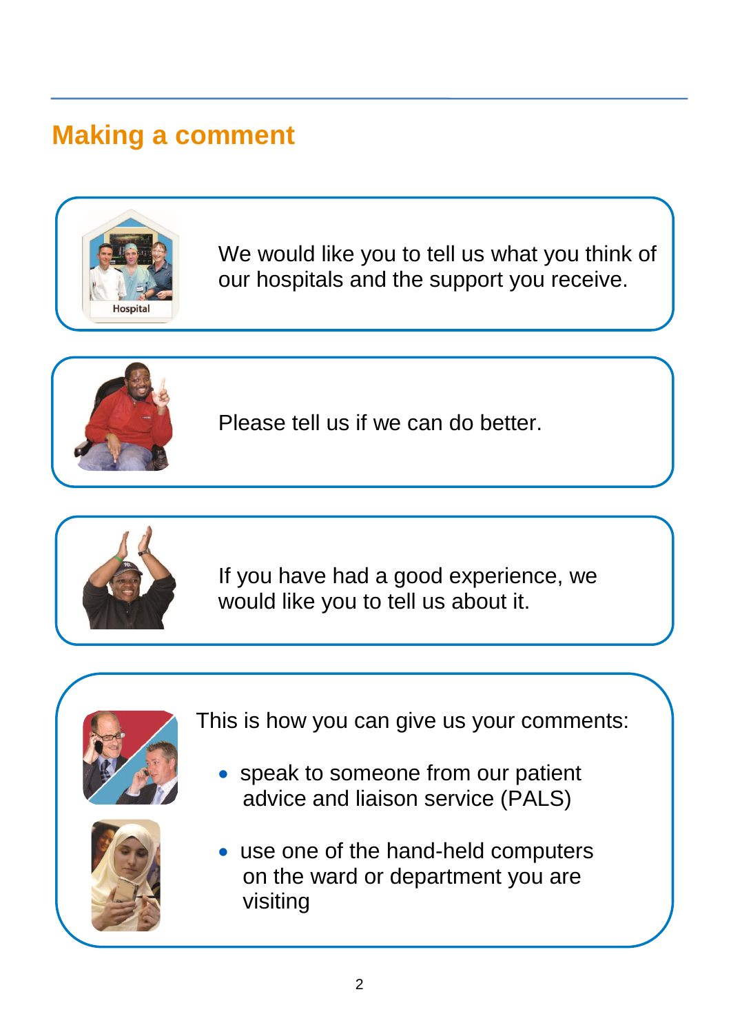## Making a comment

We would like you to tell us what you think of our hospitals and the support you receive.

Please tell us if we can do better.

If you have had a good experience, we would like you to tell us about it.

This is how you can give us your comments:

- speak to someone from our patient advice and liaison service (PALS)
- use one of the hand-held computers on the ward or department you are visiting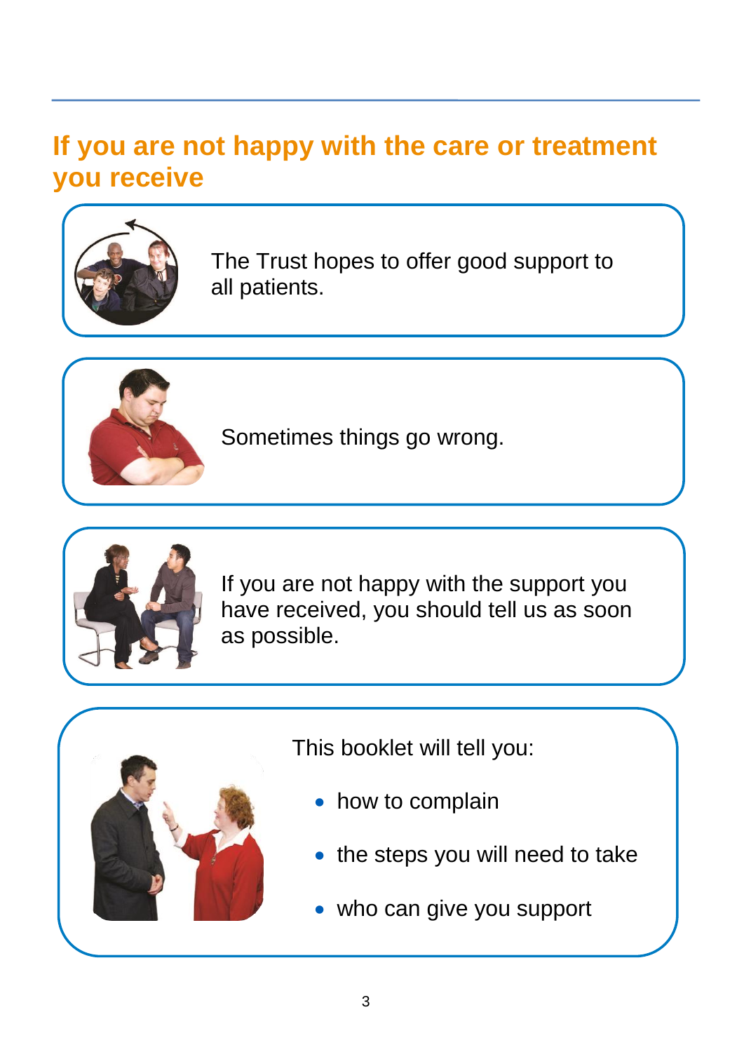## If you are not happy with the care or treatment you receive

The Trust hopes to offer good support to all patients.

Sometimes things go wrong.

If you are not happy with the support you have received, you should tell us as soon as possible.

This booklet will tell you:

- how to complain
- the steps you will need to take
- who can give you support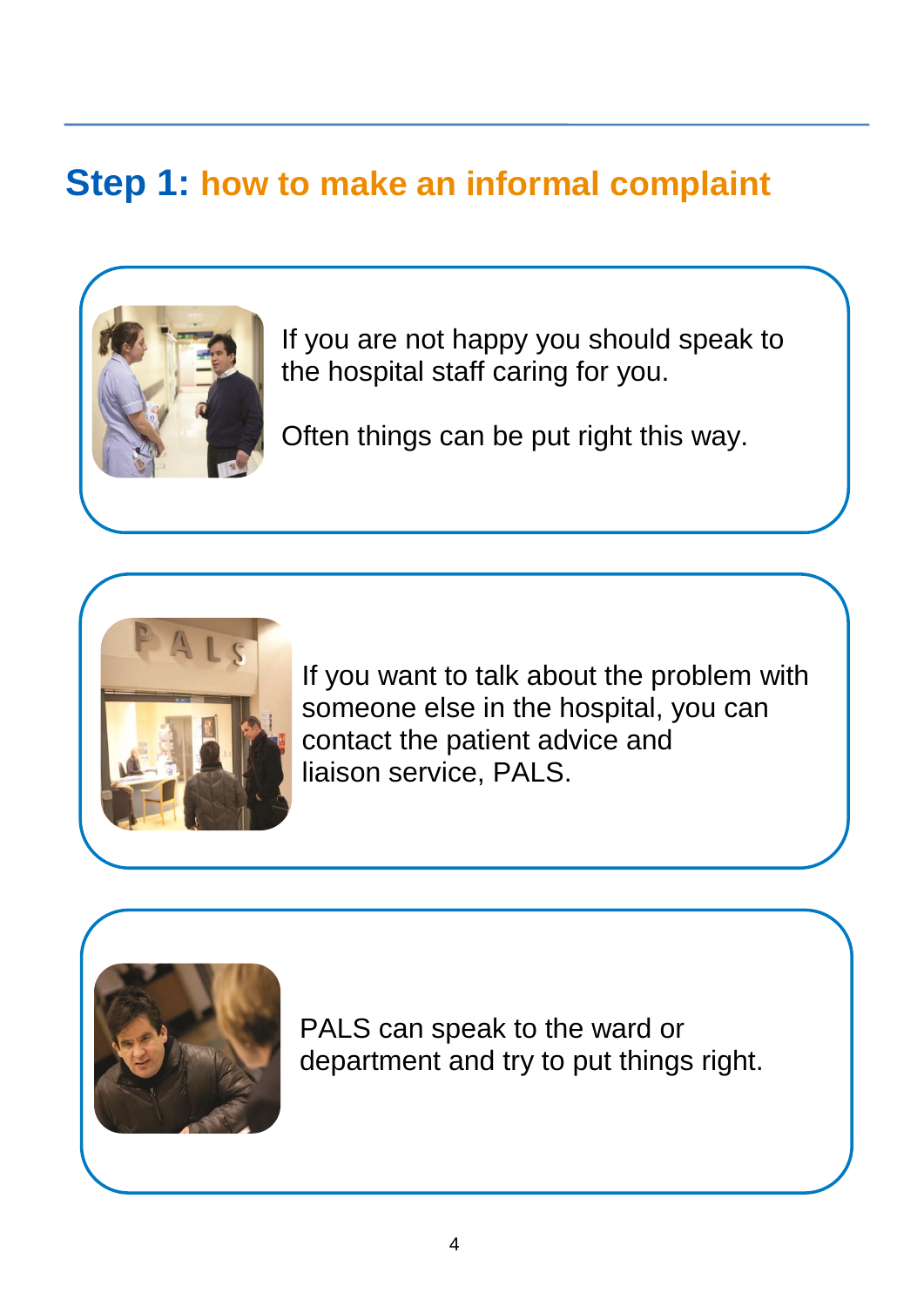## Step 1: how to make an informal complaint

If you are not happy you should speak to the hospital staff caring for you.

Often things can be put right this way.

If you want to talk about the problem with someone else in the hospital, you can contact the patient advice and liaison service, PALS.

PALS can speak to the ward or department and try to put things right.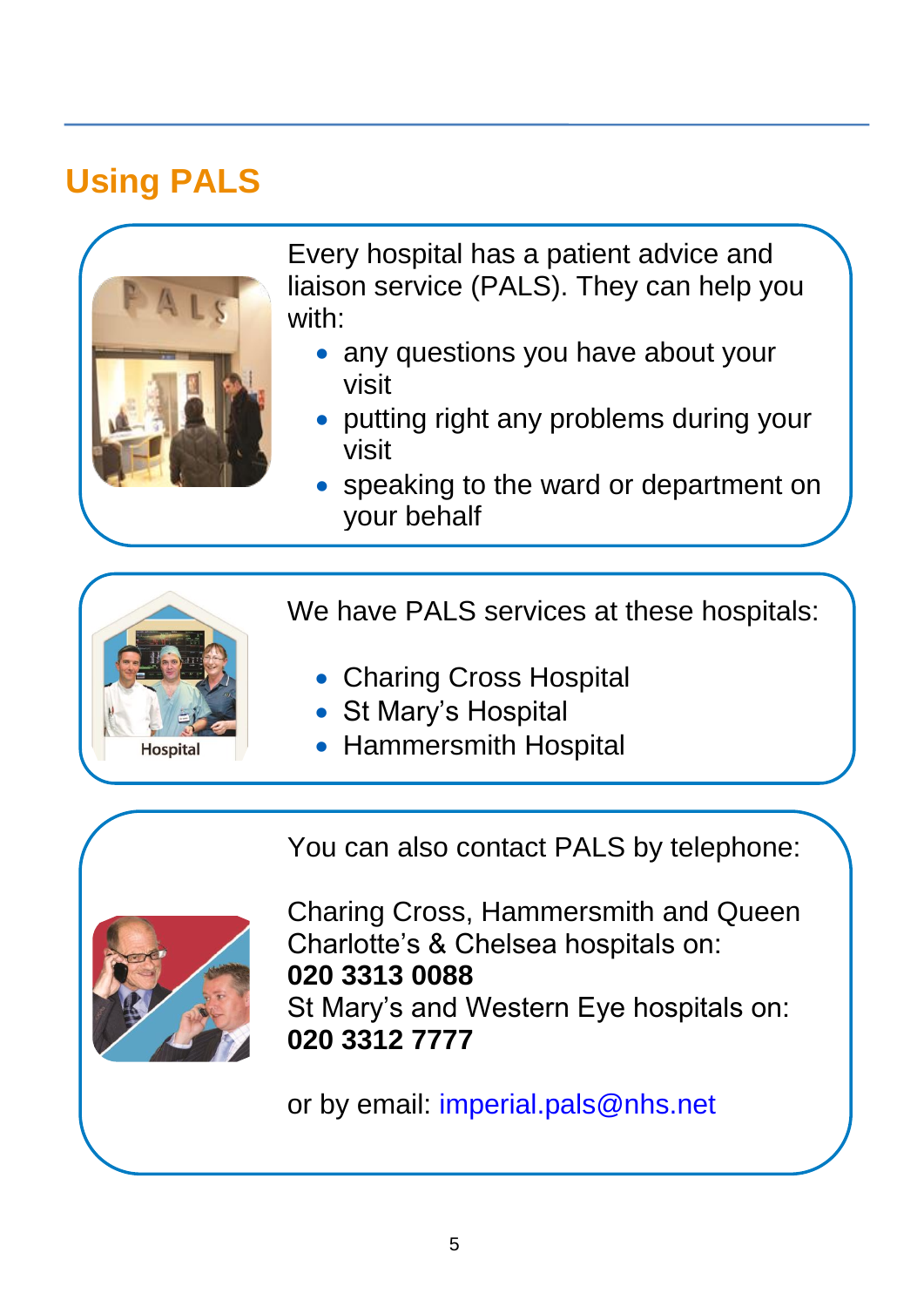## Using PALS

Every hospital has a patient advice and liaison service (PALS). They can help you with:

- any questions you have about your visit
- putting right any problems during your visit
- speaking to the ward or department on your behalf

We have PALS services at these hospitals:

- Charing Cross Hospital
- St Mary's Hospital
- Hammersmith Hospital

You can also contact PALS by telephone:

Charing Cross, Hammersmith and Queen Charlotte's & Chelsea hospitals on:
**020 3313 0088**
St Mary's and Western Eye hospitals on:
**020 3312 7777**

or by email: imperial.pals@nhs.net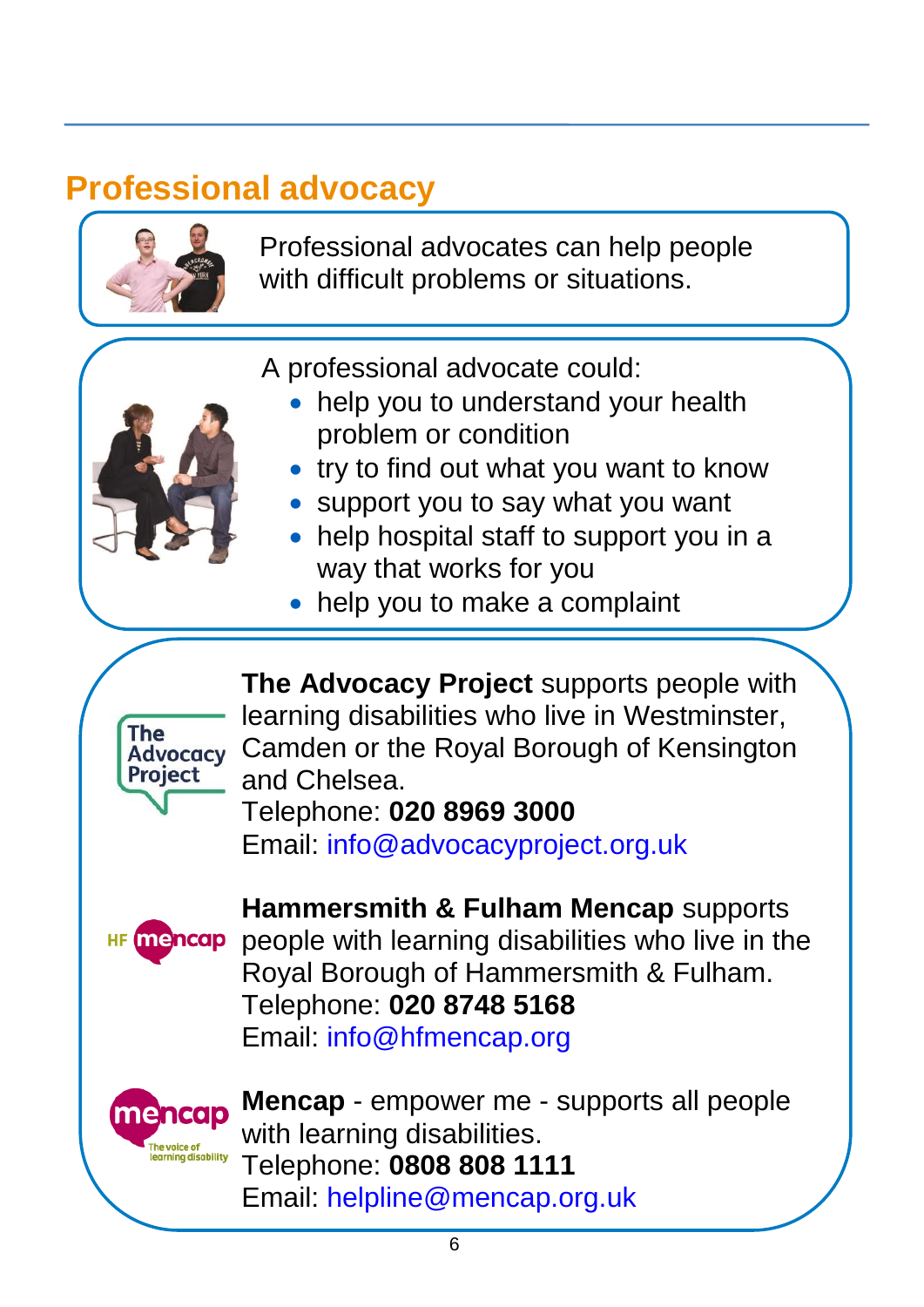## Professional advocacy

Professional advocates can help people with difficult problems or situations.

A professional advocate could:

- help you to understand your health problem or condition
- try to find out what you want to know
- support you to say what you want
- help hospital staff to support you in a way that works for you
- help you to make a complaint

**The Advocacy Project** supports people with learning disabilities who live in Westminster, Camden or the Royal Borough of Kensington and Chelsea.
Telephone: **020 8969 3000**
Email: info@advocacyproject.org.uk

**Hammersmith & Fulham Mencap** supports people with learning disabilities who live in the Royal Borough of Hammersmith & Fulham.
Telephone: **020 8748 5168**
Email: info@hfmencap.org

**Mencap** - empower me - supports all people with learning disabilities.
Telephone: **0808 808 1111**
Email: helpline@mencap.org.uk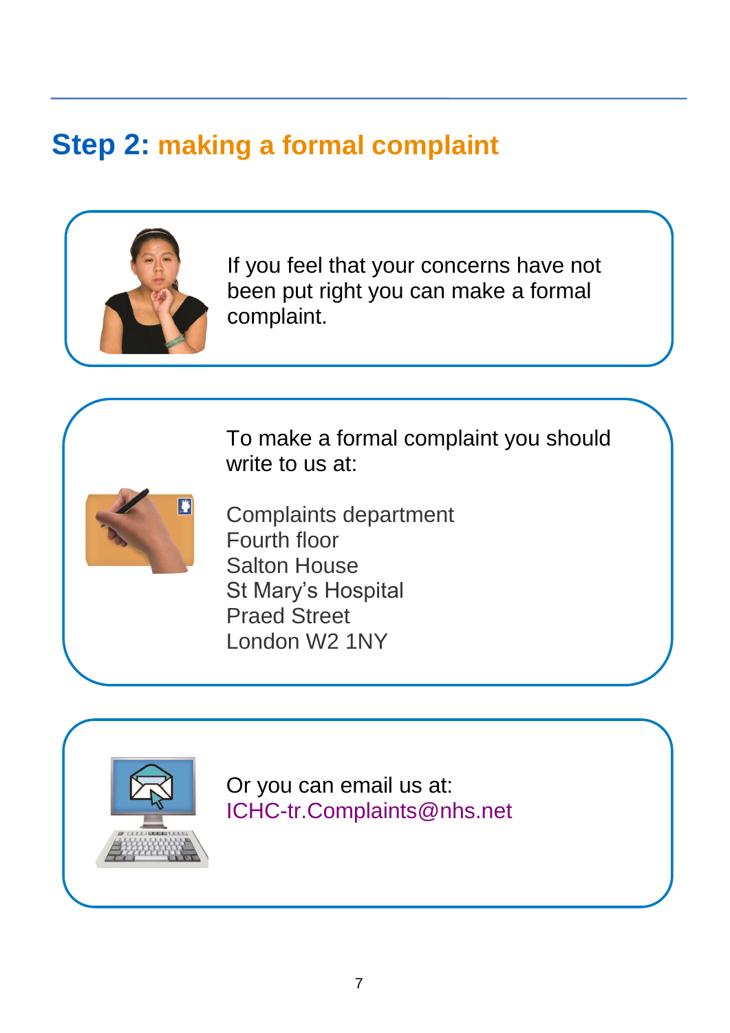## Step 2: making a formal complaint

If you feel that your concerns have not been put right you can make a formal complaint.

To make a formal complaint you should write to us at:

Complaints department
Fourth floor
Salton House
St Mary's Hospital
Praed Street
London W2 1NY

Or you can email us at:
ICHC-tr.Complaints@nhs.net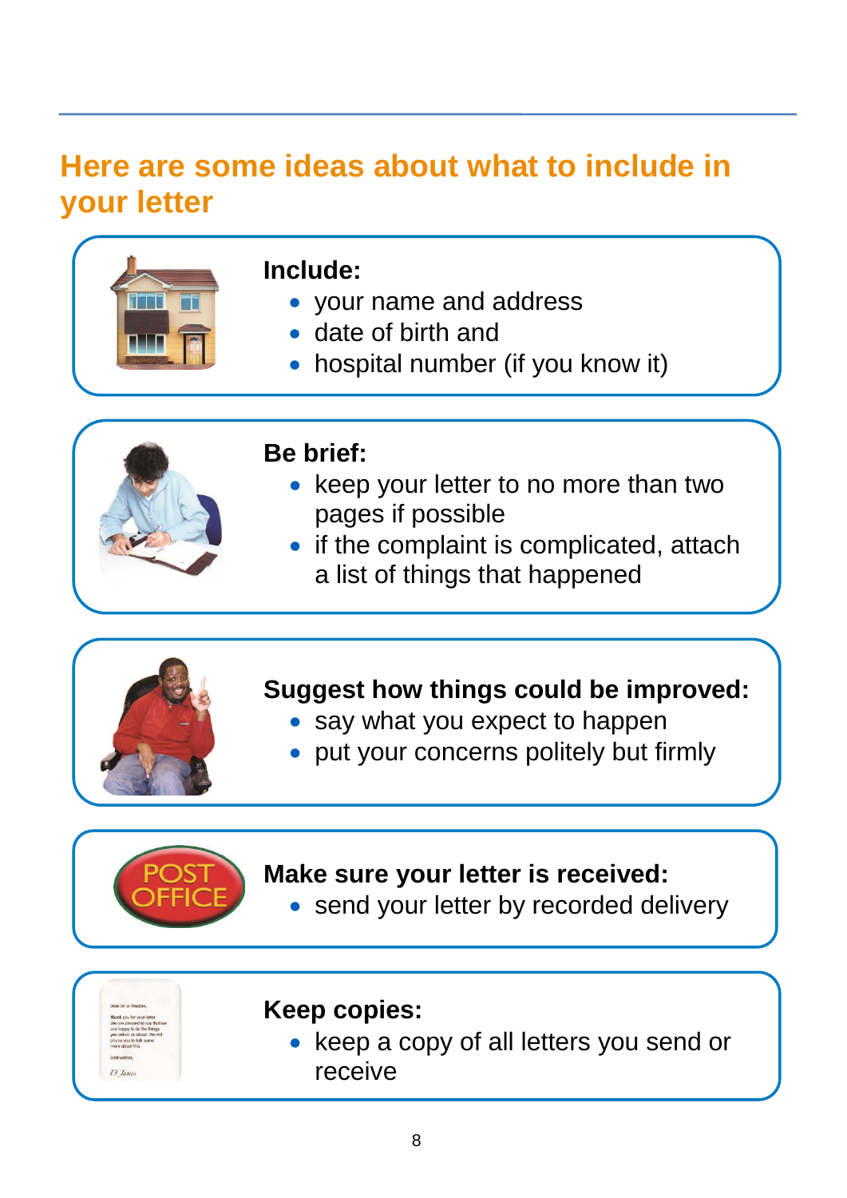## Here are some ideas about what to include in your letter

**Include:**

- your name and address
- date of birth and
- hospital number (if you know it)

**Be brief:**

- keep your letter to no more than two pages if possible
- if the complaint is complicated, attach a list of things that happened

**Suggest how things could be improved:**

- say what you expect to happen
- put your concerns politely but firmly

**Make sure your letter is received:**

- send your letter by recorded delivery

**Keep copies:**

- keep a copy of all letters you send or receive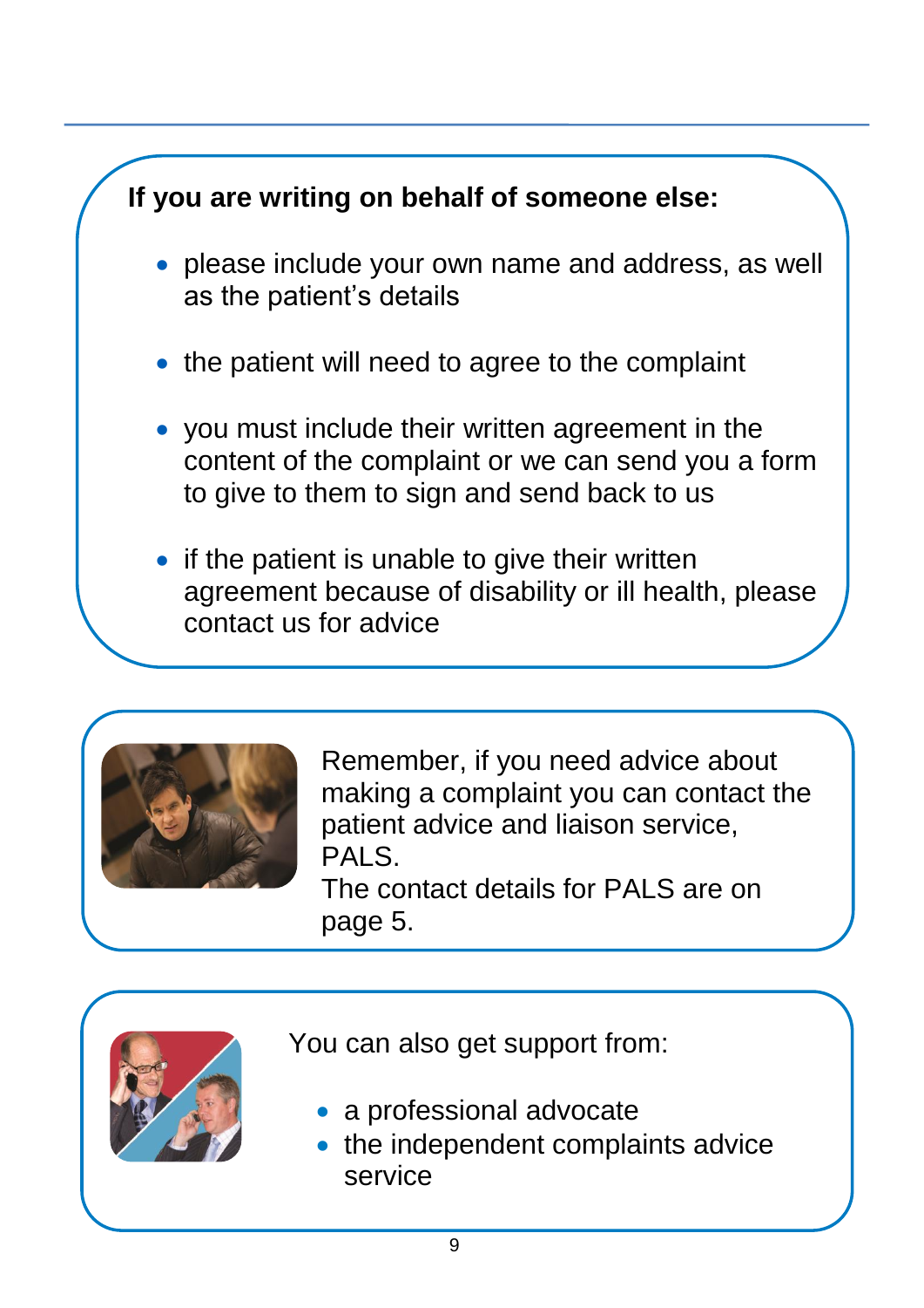**If you are writing on behalf of someone else:**

- please include your own name and address, as well as the patient's details
- the patient will need to agree to the complaint
- you must include their written agreement in the content of the complaint or we can send you a form to give to them to sign and send back to us
- if the patient is unable to give their written agreement because of disability or ill health, please contact us for advice

Remember, if you need advice about making a complaint you can contact the patient advice and liaison service, PALS.
The contact details for PALS are on page 5.

You can also get support from:

- a professional advocate
- the independent complaints advice service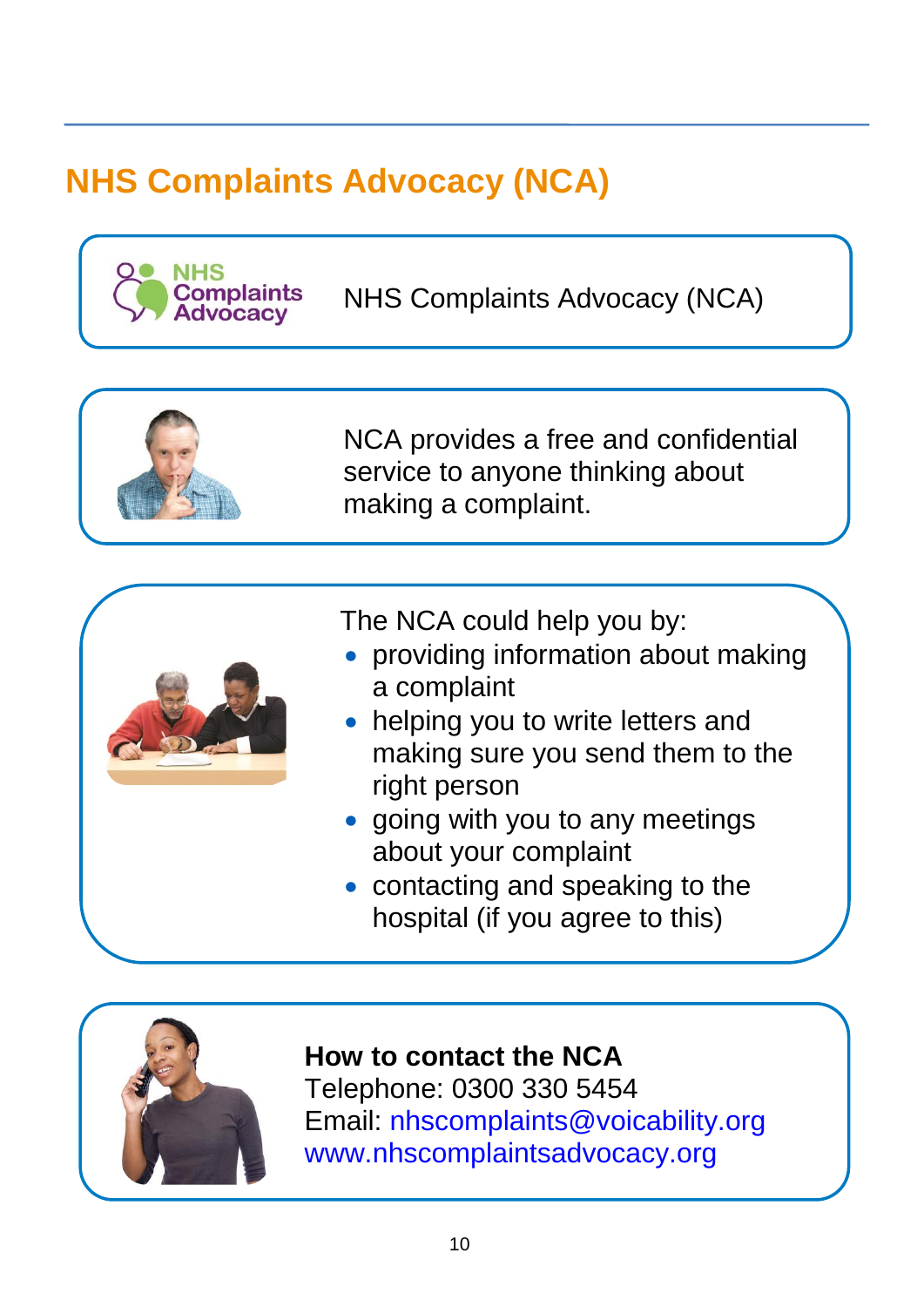# NHS Complaints Advocacy (NCA)

NHS Complaints Advocacy (NCA)

NCA provides a free and confidential service to anyone thinking about making a complaint.

The NCA could help you by:

- providing information about making a complaint
- helping you to write letters and making sure you send them to the right person
- going with you to any meetings about your complaint
- contacting and speaking to the hospital (if you agree to this)

**How to contact the NCA**
Telephone: 0300 330 5454
Email: nhscomplaints@voicability.org
www.nhscomplaintsadvocacy.org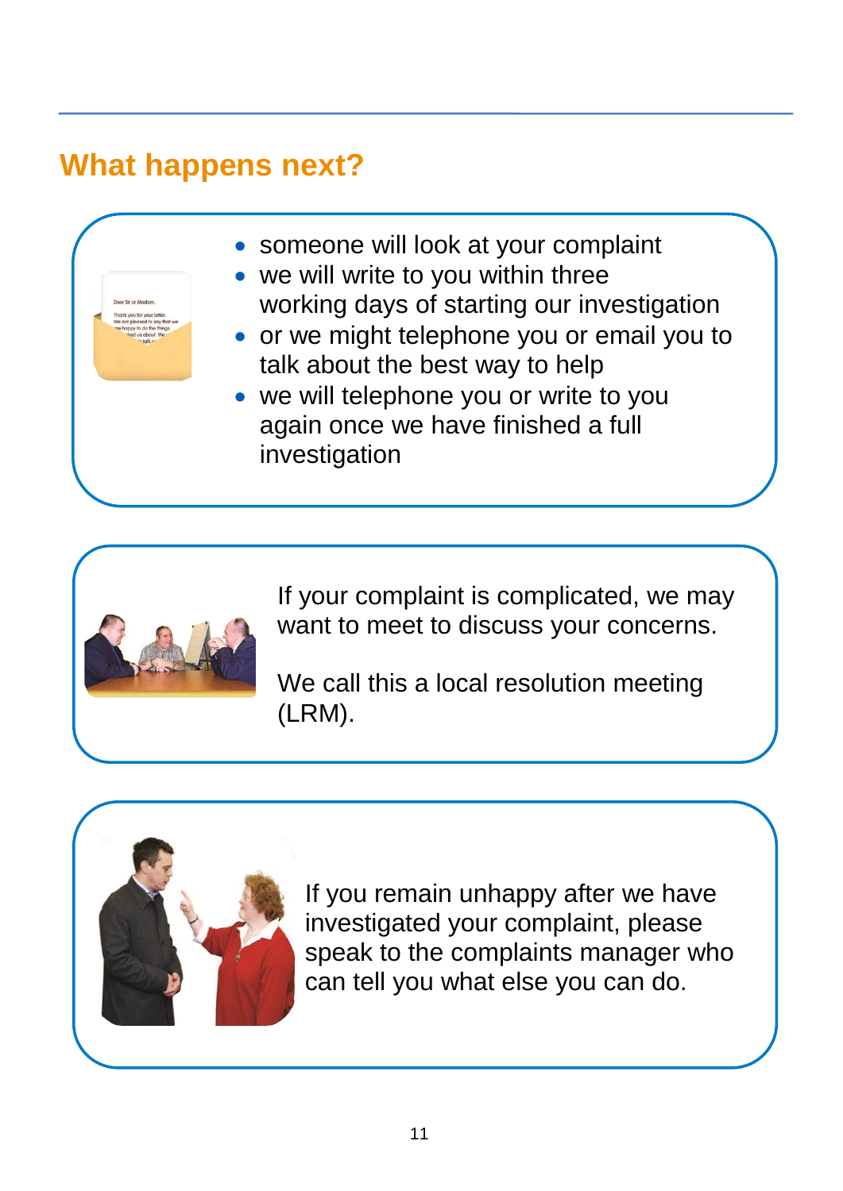## What happens next?

- someone will look at your complaint
- we will write to you within three working days of starting our investigation
- or we might telephone you or email you to talk about the best way to help
- we will telephone you or write to you again once we have finished a full investigation

If your complaint is complicated, we may want to meet to discuss your concerns.

We call this a local resolution meeting (LRM).

If you remain unhappy after we have investigated your complaint, please speak to the complaints manager who can tell you what else you can do.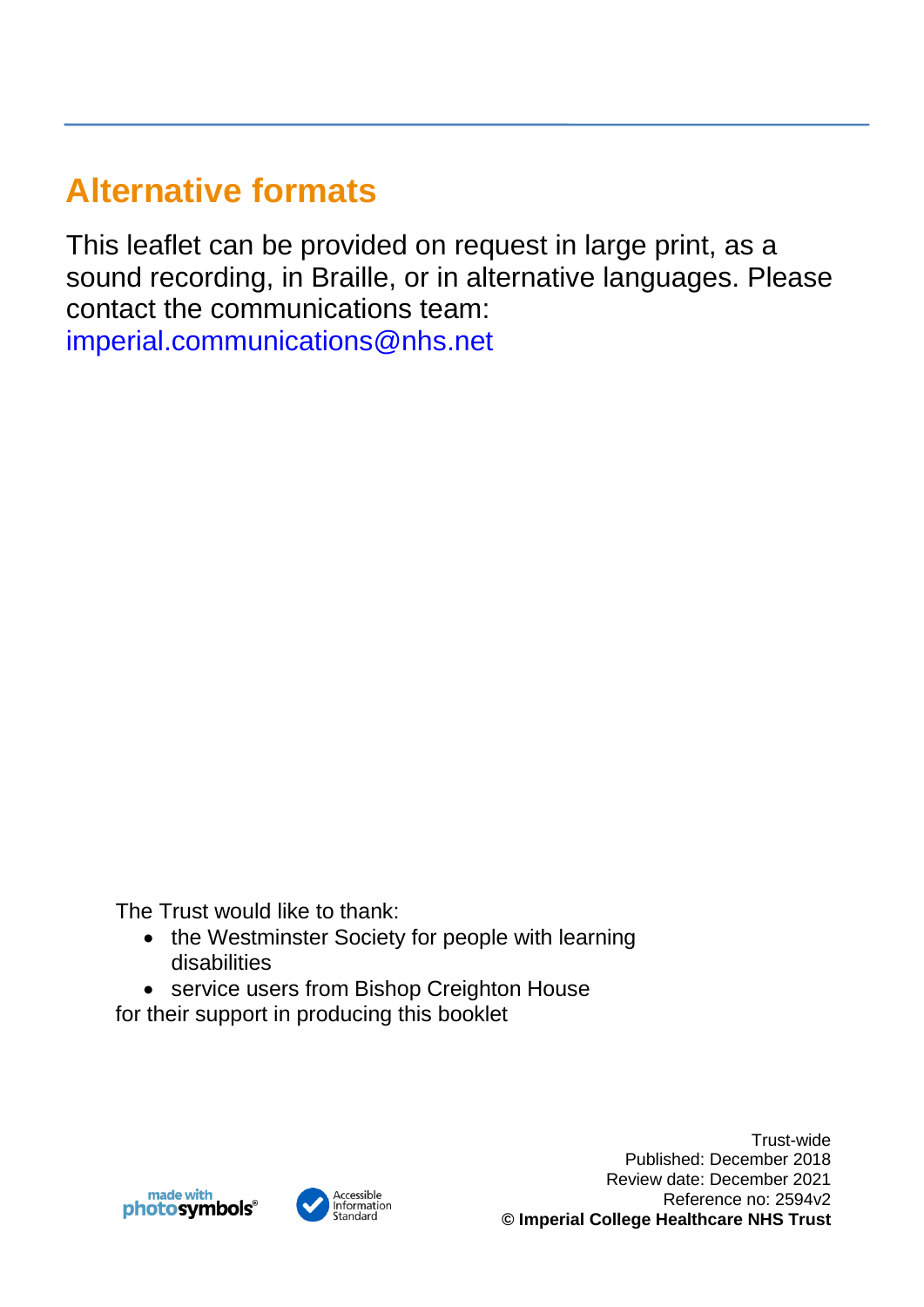## Alternative formats

This leaflet can be provided on request in large print, as a sound recording, in Braille, or in alternative languages. Please contact the communications team: imperial.communications@nhs.net

The Trust would like to thank:

- the Westminster Society for people with learning disabilities
- service users from Bishop Creighton House

for their support in producing this booklet

made with photosymbols®

Accessible Information Standard

Trust-wide
Published: December 2018
Review date: December 2021
Reference no: 2594v2
**© Imperial College Healthcare NHS Trust**